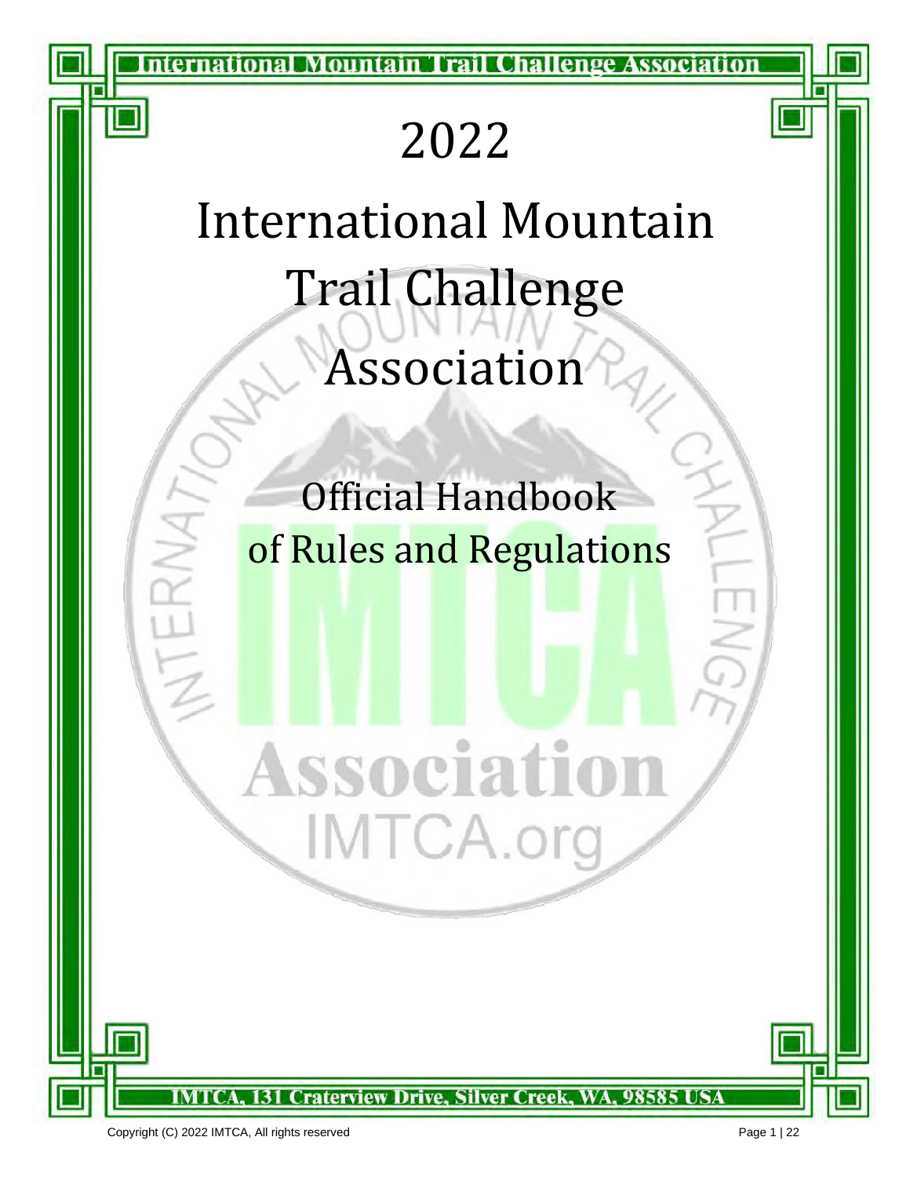International Mountain Trail Challenge Association

# 2022

# International Mountain Trail Challenge Association

## Official Handbook of Rules and Regulations

IMTCA, 131 Craterview Drive, Silver Creek, WA, 98585 USA

Copyright (C) 2022 IMTCA, All rights reserved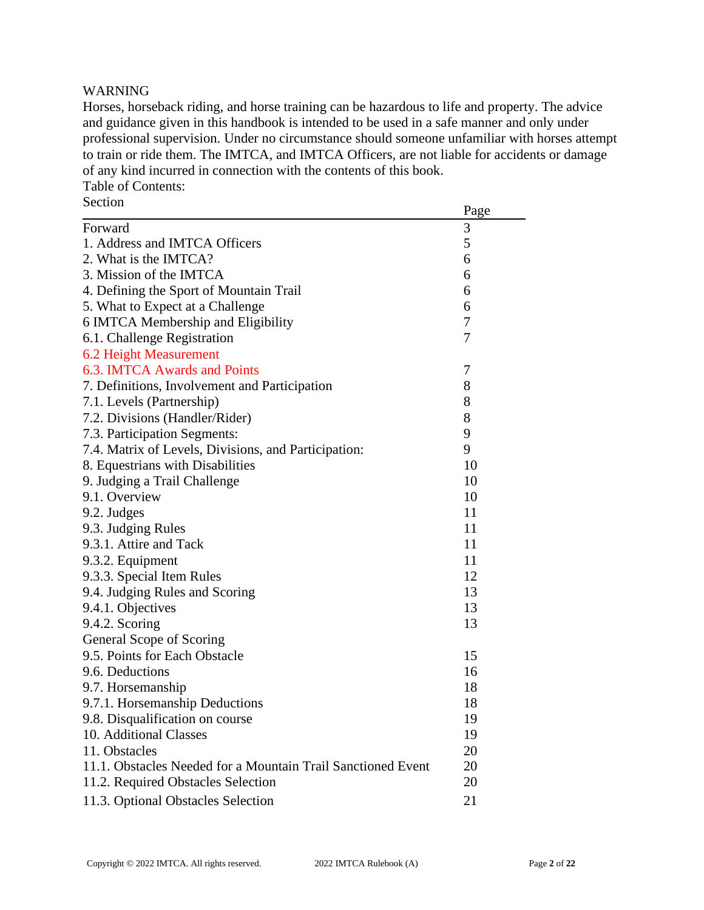WARNING

Horses, horseback riding, and horse training can be hazardous to life and property. The advice and guidance given in this handbook is intended to be used in a safe manner and only under professional supervision. Under no circumstance should someone unfamiliar with horses attempt to train or ride them. The IMTCA, and IMTCA Officers, are not liable for accidents or damage of any kind incurred in connection with the contents of this book.

Table of Contents:

| Section | Page |
|---|---|
| Forward | 3 |
| 1. Address and IMTCA Officers | 5 |
| 2. What is the IMTCA? | 6 |
| 3. Mission of the IMTCA | 6 |
| 4. Defining the Sport of Mountain Trail | 6 |
| 5. What to Expect at a Challenge | 6 |
| 6 IMTCA Membership and Eligibility | 7 |
| 6.1. Challenge Registration | 7 |
| 6.2 Height Measurement | |
| 6.3. IMTCA Awards and Points | 7 |
| 7. Definitions, Involvement and Participation | 8 |
| 7.1. Levels (Partnership) | 8 |
| 7.2. Divisions (Handler/Rider) | 8 |
| 7.3. Participation Segments: | 9 |
| 7.4. Matrix of Levels, Divisions, and Participation: | 9 |
| 8. Equestrians with Disabilities | 10 |
| 9. Judging a Trail Challenge | 10 |
| 9.1. Overview | 10 |
| 9.2. Judges | 11 |
| 9.3. Judging Rules | 11 |
| 9.3.1. Attire and Tack | 11 |
| 9.3.2. Equipment | 11 |
| 9.3.3. Special Item Rules | 12 |
| 9.4. Judging Rules and Scoring | 13 |
| 9.4.1. Objectives | 13 |
| 9.4.2. Scoring | 13 |
| General Scope of Scoring | |
| 9.5. Points for Each Obstacle | 15 |
| 9.6. Deductions | 16 |
| 9.7. Horsemanship | 18 |
| 9.7.1. Horsemanship Deductions | 18 |
| 9.8. Disqualification on course | 19 |
| 10. Additional Classes | 19 |
| 11. Obstacles | 20 |
| 11.1. Obstacles Needed for a Mountain Trail Sanctioned Event | 20 |
| 11.2. Required Obstacles Selection | 20 |
| 11.3. Optional Obstacles Selection | 21 |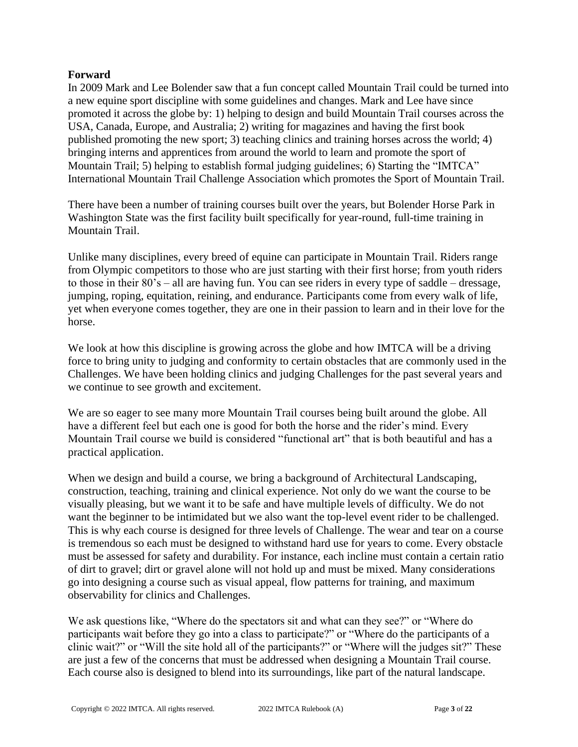**Forward**

In 2009 Mark and Lee Bolender saw that a fun concept called Mountain Trail could be turned into a new equine sport discipline with some guidelines and changes. Mark and Lee have since promoted it across the globe by: 1) helping to design and build Mountain Trail courses across the USA, Canada, Europe, and Australia; 2) writing for magazines and having the first book published promoting the new sport; 3) teaching clinics and training horses across the world; 4) bringing interns and apprentices from around the world to learn and promote the sport of Mountain Trail; 5) helping to establish formal judging guidelines; 6) Starting the "IMTCA" International Mountain Trail Challenge Association which promotes the Sport of Mountain Trail.

There have been a number of training courses built over the years, but Bolender Horse Park in Washington State was the first facility built specifically for year-round, full-time training in Mountain Trail.

Unlike many disciplines, every breed of equine can participate in Mountain Trail. Riders range from Olympic competitors to those who are just starting with their first horse; from youth riders to those in their 80's – all are having fun. You can see riders in every type of saddle – dressage, jumping, roping, equitation, reining, and endurance. Participants come from every walk of life, yet when everyone comes together, they are one in their passion to learn and in their love for the horse.

We look at how this discipline is growing across the globe and how IMTCA will be a driving force to bring unity to judging and conformity to certain obstacles that are commonly used in the Challenges. We have been holding clinics and judging Challenges for the past several years and we continue to see growth and excitement.

We are so eager to see many more Mountain Trail courses being built around the globe. All have a different feel but each one is good for both the horse and the rider's mind. Every Mountain Trail course we build is considered "functional art" that is both beautiful and has a practical application.

When we design and build a course, we bring a background of Architectural Landscaping, construction, teaching, training and clinical experience. Not only do we want the course to be visually pleasing, but we want it to be safe and have multiple levels of difficulty. We do not want the beginner to be intimidated but we also want the top-level event rider to be challenged. This is why each course is designed for three levels of Challenge. The wear and tear on a course is tremendous so each must be designed to withstand hard use for years to come. Every obstacle must be assessed for safety and durability. For instance, each incline must contain a certain ratio of dirt to gravel; dirt or gravel alone will not hold up and must be mixed. Many considerations go into designing a course such as visual appeal, flow patterns for training, and maximum observability for clinics and Challenges.

We ask questions like, "Where do the spectators sit and what can they see?" or "Where do participants wait before they go into a class to participate?" or "Where do the participants of a clinic wait?" or "Will the site hold all of the participants?" or "Where will the judges sit?" These are just a few of the concerns that must be addressed when designing a Mountain Trail course. Each course also is designed to blend into its surroundings, like part of the natural landscape.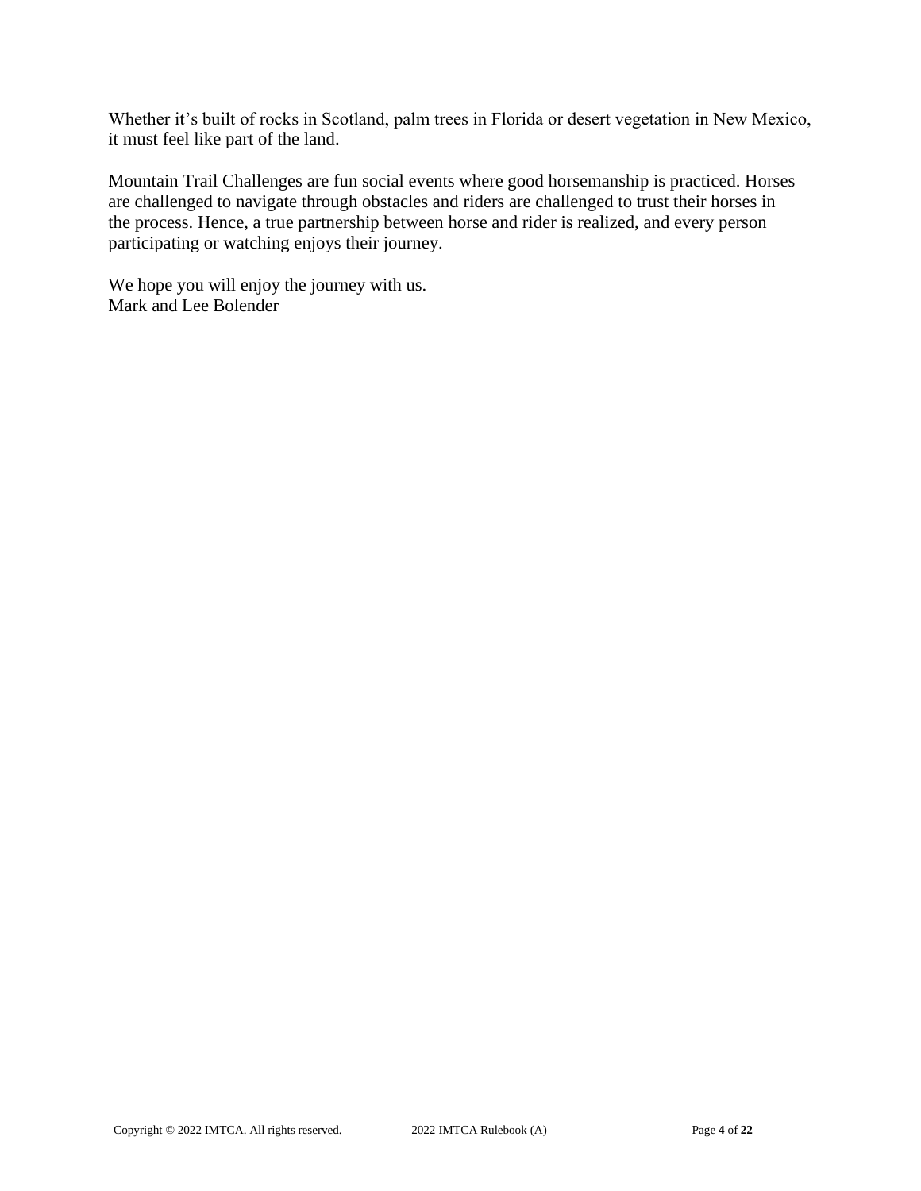Whether it's built of rocks in Scotland, palm trees in Florida or desert vegetation in New Mexico, it must feel like part of the land.

Mountain Trail Challenges are fun social events where good horsemanship is practiced. Horses are challenged to navigate through obstacles and riders are challenged to trust their horses in the process. Hence, a true partnership between horse and rider is realized, and every person participating or watching enjoys their journey.

We hope you will enjoy the journey with us.
Mark and Lee Bolender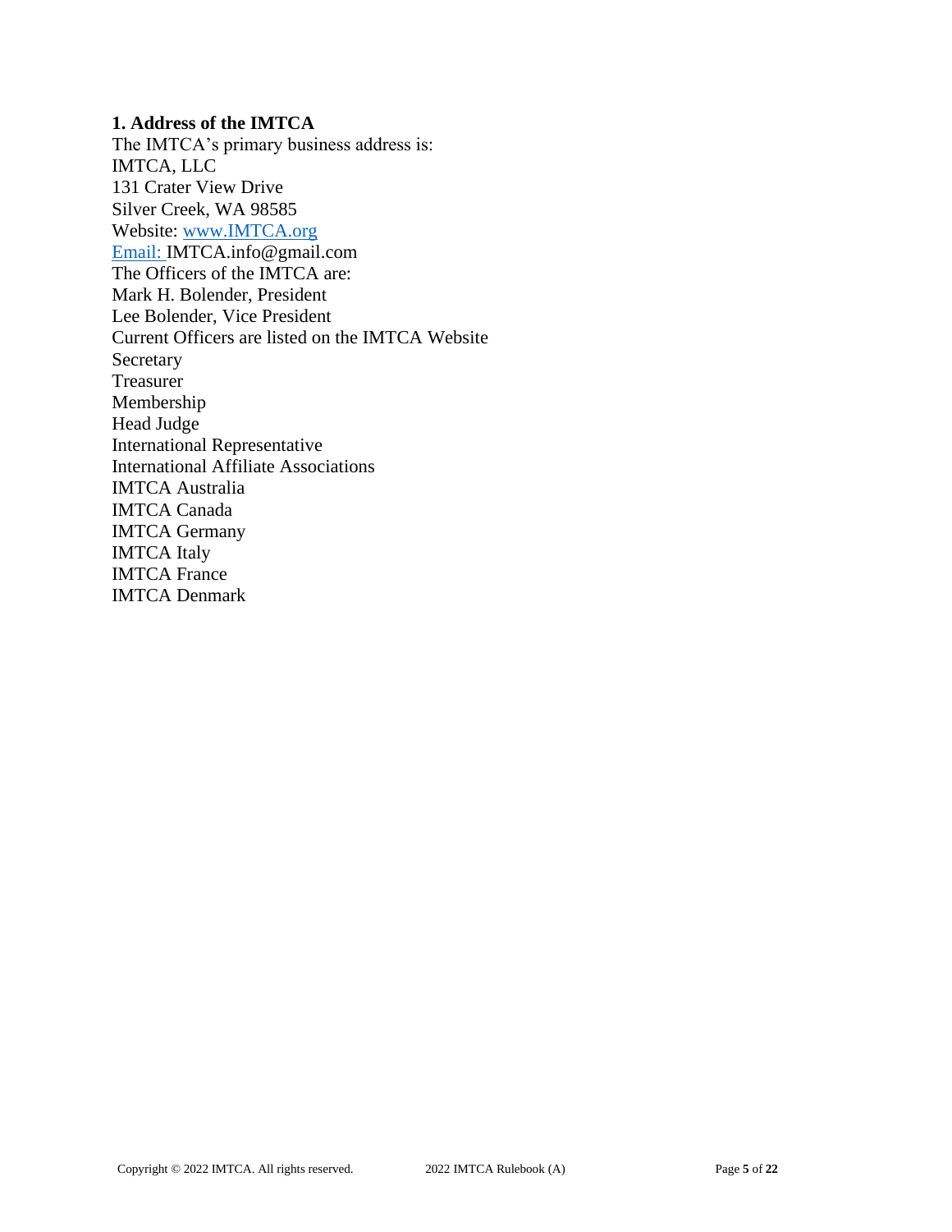**1. Address of the IMTCA**

The IMTCA's primary business address is:
IMTCA, LLC
131 Crater View Drive
Silver Creek, WA 98585
Website: www.IMTCA.org
Email: IMTCA.info@gmail.com

The Officers of the IMTCA are:
Mark H. Bolender, President
Lee Bolender, Vice President
Current Officers are listed on the IMTCA Website
Secretary
Treasurer
Membership
Head Judge
International Representative
International Affiliate Associations
IMTCA Australia
IMTCA Canada
IMTCA Germany
IMTCA Italy
IMTCA France
IMTCA Denmark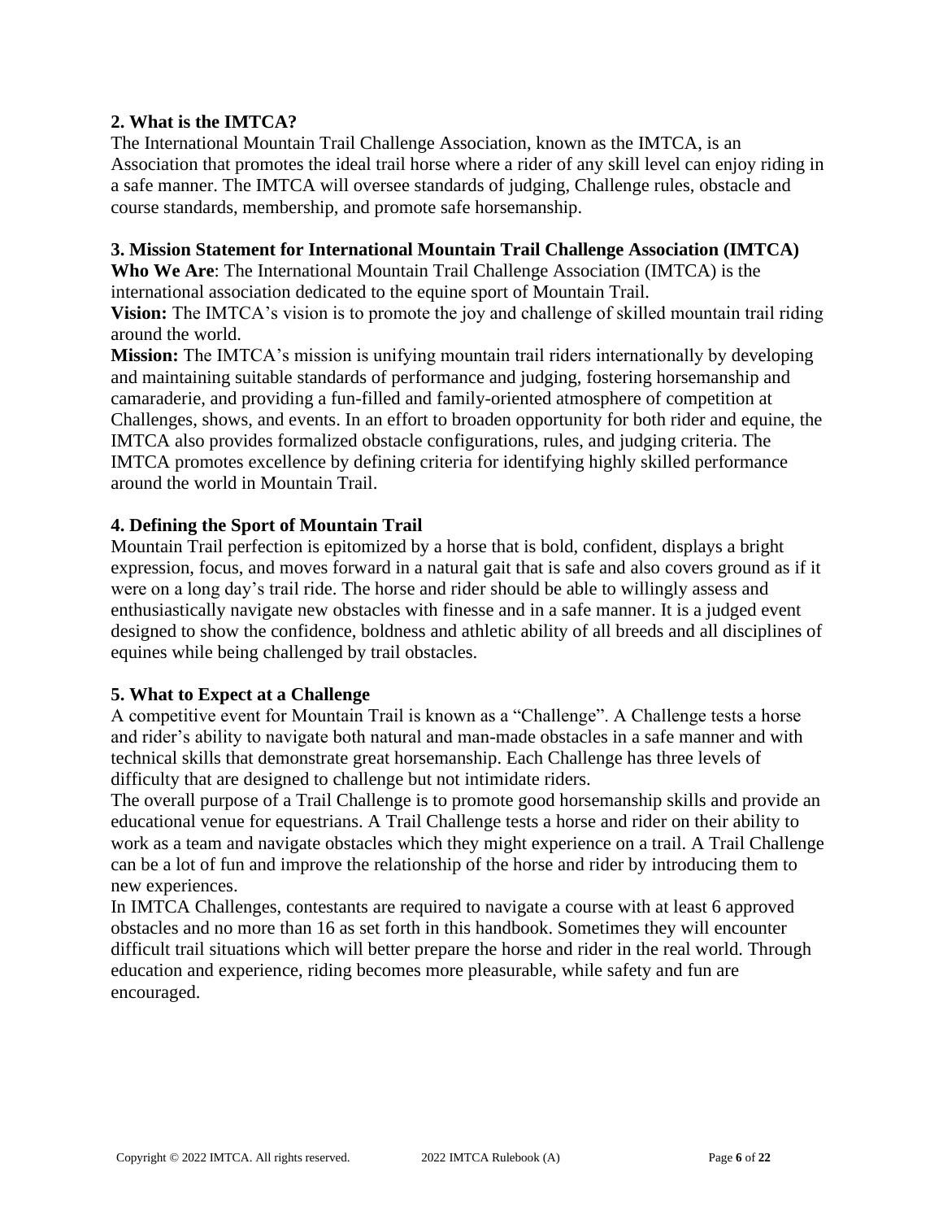## 2. What is the IMTCA?

The International Mountain Trail Challenge Association, known as the IMTCA, is an Association that promotes the ideal trail horse where a rider of any skill level can enjoy riding in a safe manner. The IMTCA will oversee standards of judging, Challenge rules, obstacle and course standards, membership, and promote safe horsemanship.

## 3. Mission Statement for International Mountain Trail Challenge Association (IMTCA)

**Who We Are**: The International Mountain Trail Challenge Association (IMTCA) is the international association dedicated to the equine sport of Mountain Trail.

**Vision:** The IMTCA's vision is to promote the joy and challenge of skilled mountain trail riding around the world.

**Mission:** The IMTCA's mission is unifying mountain trail riders internationally by developing and maintaining suitable standards of performance and judging, fostering horsemanship and camaraderie, and providing a fun-filled and family-oriented atmosphere of competition at Challenges, shows, and events. In an effort to broaden opportunity for both rider and equine, the IMTCA also provides formalized obstacle configurations, rules, and judging criteria. The IMTCA promotes excellence by defining criteria for identifying highly skilled performance around the world in Mountain Trail.

## 4. Defining the Sport of Mountain Trail

Mountain Trail perfection is epitomized by a horse that is bold, confident, displays a bright expression, focus, and moves forward in a natural gait that is safe and also covers ground as if it were on a long day's trail ride. The horse and rider should be able to willingly assess and enthusiastically navigate new obstacles with finesse and in a safe manner. It is a judged event designed to show the confidence, boldness and athletic ability of all breeds and all disciplines of equines while being challenged by trail obstacles.

## 5. What to Expect at a Challenge

A competitive event for Mountain Trail is known as a "Challenge". A Challenge tests a horse and rider's ability to navigate both natural and man-made obstacles in a safe manner and with technical skills that demonstrate great horsemanship. Each Challenge has three levels of difficulty that are designed to challenge but not intimidate riders.

The overall purpose of a Trail Challenge is to promote good horsemanship skills and provide an educational venue for equestrians. A Trail Challenge tests a horse and rider on their ability to work as a team and navigate obstacles which they might experience on a trail. A Trail Challenge can be a lot of fun and improve the relationship of the horse and rider by introducing them to new experiences.

In IMTCA Challenges, contestants are required to navigate a course with at least 6 approved obstacles and no more than 16 as set forth in this handbook. Sometimes they will encounter difficult trail situations which will better prepare the horse and rider in the real world. Through education and experience, riding becomes more pleasurable, while safety and fun are encouraged.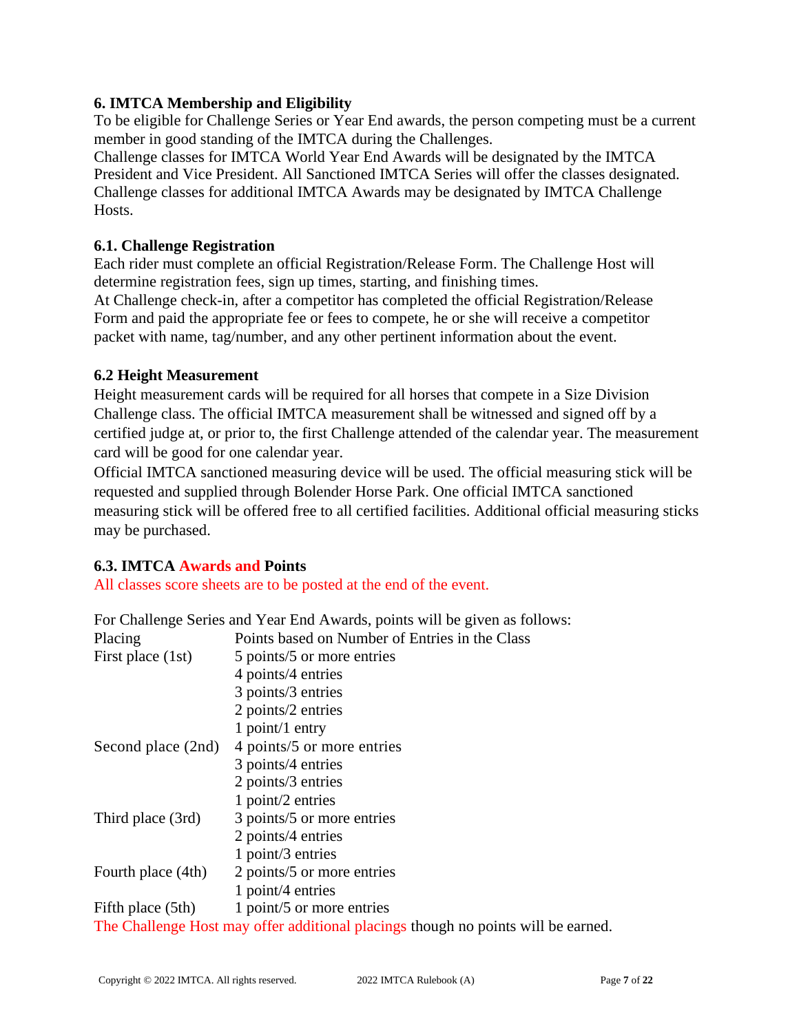### 6. IMTCA Membership and Eligibility

To be eligible for Challenge Series or Year End awards, the person competing must be a current member in good standing of the IMTCA during the Challenges.
Challenge classes for IMTCA World Year End Awards will be designated by the IMTCA President and Vice President. All Sanctioned IMTCA Series will offer the classes designated. Challenge classes for additional IMTCA Awards may be designated by IMTCA Challenge Hosts.

### 6.1. Challenge Registration

Each rider must complete an official Registration/Release Form. The Challenge Host will determine registration fees, sign up times, starting, and finishing times.
At Challenge check-in, after a competitor has completed the official Registration/Release Form and paid the appropriate fee or fees to compete, he or she will receive a competitor packet with name, tag/number, and any other pertinent information about the event.

### 6.2 Height Measurement

Height measurement cards will be required for all horses that compete in a Size Division Challenge class. The official IMTCA measurement shall be witnessed and signed off by a certified judge at, or prior to, the first Challenge attended of the calendar year. The measurement card will be good for one calendar year.
Official IMTCA sanctioned measuring device will be used. The official measuring stick will be requested and supplied through Bolender Horse Park. One official IMTCA sanctioned measuring stick will be offered free to all certified facilities. Additional official measuring sticks may be purchased.

### 6.3. IMTCA Awards and Points

All classes score sheets are to be posted at the end of the event.

For Challenge Series and Year End Awards, points will be given as follows:

| Placing | Points based on Number of Entries in the Class |
|---|---|
| First place (1st) | 5 points/5 or more entries |
| | 4 points/4 entries |
| | 3 points/3 entries |
| | 2 points/2 entries |
| | 1 point/1 entry |
| Second place (2nd) | 4 points/5 or more entries |
| | 3 points/4 entries |
| | 2 points/3 entries |
| | 1 point/2 entries |
| Third place (3rd) | 3 points/5 or more entries |
| | 2 points/4 entries |
| | 1 point/3 entries |
| Fourth place (4th) | 2 points/5 or more entries |
| | 1 point/4 entries |
| Fifth place (5th) | 1 point/5 or more entries |

The Challenge Host may offer additional placings though no points will be earned.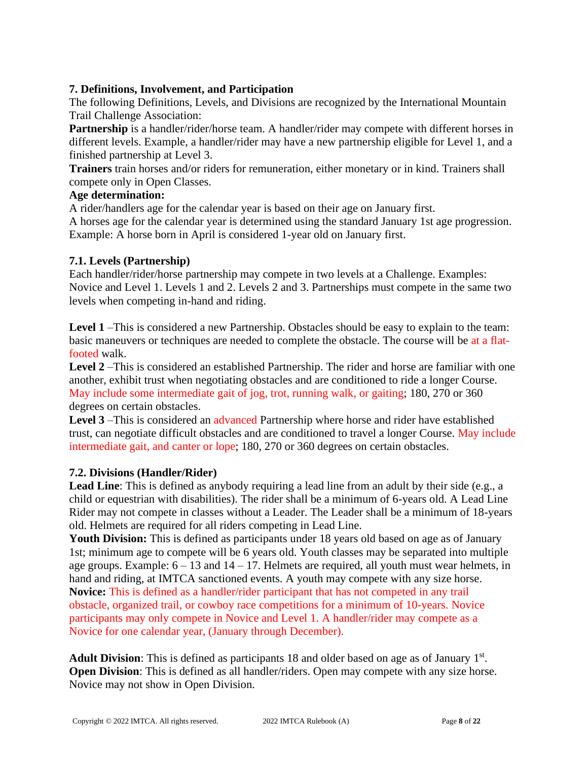### 7. Definitions, Involvement, and Participation

The following Definitions, Levels, and Divisions are recognized by the International Mountain Trail Challenge Association:

**Partnership** is a handler/rider/horse team. A handler/rider may compete with different horses in different levels. Example, a handler/rider may have a new partnership eligible for Level 1, and a finished partnership at Level 3.

**Trainers** train horses and/or riders for remuneration, either monetary or in kind. Trainers shall compete only in Open Classes.

**Age determination:**

A rider/handlers age for the calendar year is based on their age on January first.

A horses age for the calendar year is determined using the standard January 1st age progression. Example: A horse born in April is considered 1-year old on January first.

### 7.1. Levels (Partnership)

Each handler/rider/horse partnership may compete in two levels at a Challenge. Examples: Novice and Level 1. Levels 1 and 2. Levels 2 and 3. Partnerships must compete in the same two levels when competing in-hand and riding.

**Level 1** –This is considered a new Partnership. Obstacles should be easy to explain to the team: basic maneuvers or techniques are needed to complete the obstacle. The course will be at a flat-footed walk.

**Level 2** –This is considered an established Partnership. The rider and horse are familiar with one another, exhibit trust when negotiating obstacles and are conditioned to ride a longer Course. May include some intermediate gait of jog, trot, running walk, or gaiting; 180, 270 or 360 degrees on certain obstacles.

**Level 3** –This is considered an advanced Partnership where horse and rider have established trust, can negotiate difficult obstacles and are conditioned to travel a longer Course. May include intermediate gait, and canter or lope; 180, 270 or 360 degrees on certain obstacles.

### 7.2. Divisions (Handler/Rider)

**Lead Line**: This is defined as anybody requiring a lead line from an adult by their side (e.g., a child or equestrian with disabilities). The rider shall be a minimum of 6-years old. A Lead Line Rider may not compete in classes without a Leader. The Leader shall be a minimum of 18-years old. Helmets are required for all riders competing in Lead Line.

**Youth Division:** This is defined as participants under 18 years old based on age as of January 1st; minimum age to compete will be 6 years old. Youth classes may be separated into multiple age groups. Example: 6 – 13 and 14 – 17. Helmets are required, all youth must wear helmets, in hand and riding, at IMTCA sanctioned events. A youth may compete with any size horse.

**Novice:** This is defined as a handler/rider participant that has not competed in any trail obstacle, organized trail, or cowboy race competitions for a minimum of 10-years. Novice participants may only compete in Novice and Level 1. A handler/rider may compete as a Novice for one calendar year, (January through December).

**Adult Division**: This is defined as participants 18 and older based on age as of January 1st.

**Open Division**: This is defined as all handler/riders. Open may compete with any size horse. Novice may not show in Open Division.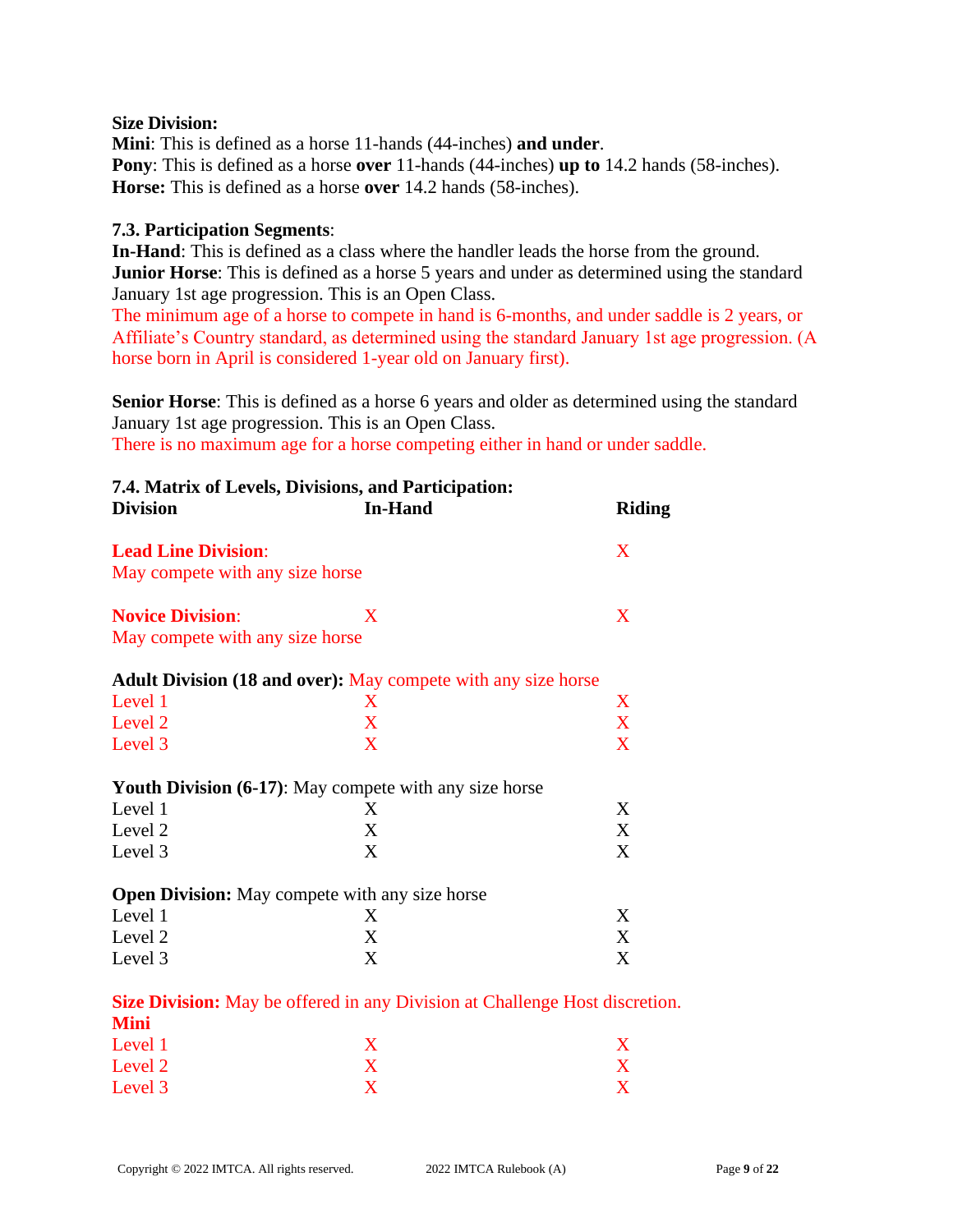**Size Division:**
**Mini**: This is defined as a horse 11-hands (44-inches) **and under**.
**Pony**: This is defined as a horse **over** 11-hands (44-inches) **up to** 14.2 hands (58-inches).
**Horse:** This is defined as a horse **over** 14.2 hands (58-inches).

**7.3. Participation Segments**:
**In-Hand**: This is defined as a class where the handler leads the horse from the ground.
**Junior Horse**: This is defined as a horse 5 years and under as determined using the standard January 1st age progression. This is an Open Class.
The minimum age of a horse to compete in hand is 6-months, and under saddle is 2 years, or Affiliate's Country standard, as determined using the standard January 1st age progression. (A horse born in April is considered 1-year old on January first).

**Senior Horse**: This is defined as a horse 6 years and older as determined using the standard January 1st age progression. This is an Open Class.
There is no maximum age for a horse competing either in hand or under saddle.

**7.4. Matrix of Levels, Divisions, and Participation:**

| **Division** | **In-Hand** | **Riding** |
|---|---|---|
| **Lead Line Division**: May compete with any size horse | | X |
| **Novice Division**: May compete with any size horse | X | X |
| **Adult Division (18 and over):** May compete with any size horse | | |
| Level 1 | X | X |
| Level 2 | X | X |
| Level 3 | X | X |
| **Youth Division (6-17)**: May compete with any size horse | | |
| Level 1 | X | X |
| Level 2 | X | X |
| Level 3 | X | X |
| **Open Division:** May compete with any size horse | | |
| Level 1 | X | X |
| Level 2 | X | X |
| Level 3 | X | X |
| **Size Division:** May be offered in any Division at Challenge Host discretion. | | |
| **Mini** | | |
| Level 1 | X | X |
| Level 2 | X | X |
| Level 3 | X | X |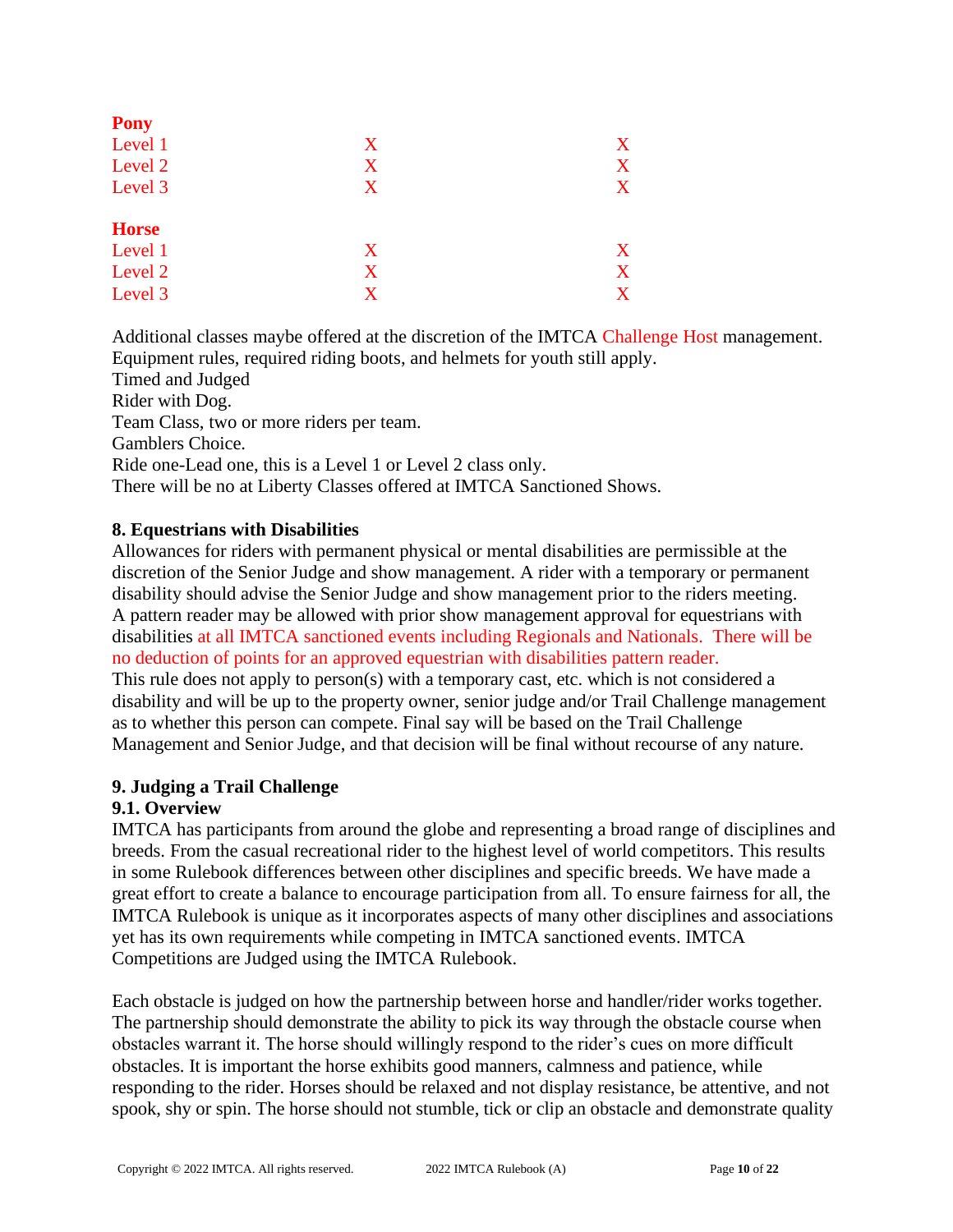| | | |
|---|---|---|
| **Pony** | | |
| Level 1 | X | X |
| Level 2 | X | X |
| Level 3 | X | X |
| **Horse** | | |
| Level 1 | X | X |
| Level 2 | X | X |
| Level 3 | X | X |

Additional classes maybe offered at the discretion of the IMTCA Challenge Host management. Equipment rules, required riding boots, and helmets for youth still apply.
Timed and Judged
Rider with Dog.
Team Class, two or more riders per team.
Gamblers Choice.
Ride one-Lead one, this is a Level 1 or Level 2 class only.
There will be no at Liberty Classes offered at IMTCA Sanctioned Shows.

## 8. Equestrians with Disabilities

Allowances for riders with permanent physical or mental disabilities are permissible at the discretion of the Senior Judge and show management. A rider with a temporary or permanent disability should advise the Senior Judge and show management prior to the riders meeting. A pattern reader may be allowed with prior show management approval for equestrians with disabilities at all IMTCA sanctioned events including Regionals and Nationals. There will be no deduction of points for an approved equestrian with disabilities pattern reader.
This rule does not apply to person(s) with a temporary cast, etc. which is not considered a disability and will be up to the property owner, senior judge and/or Trail Challenge management as to whether this person can compete. Final say will be based on the Trail Challenge Management and Senior Judge, and that decision will be final without recourse of any nature.

## 9. Judging a Trail Challenge

### 9.1. Overview

IMTCA has participants from around the globe and representing a broad range of disciplines and breeds. From the casual recreational rider to the highest level of world competitors. This results in some Rulebook differences between other disciplines and specific breeds. We have made a great effort to create a balance to encourage participation from all. To ensure fairness for all, the IMTCA Rulebook is unique as it incorporates aspects of many other disciplines and associations yet has its own requirements while competing in IMTCA sanctioned events. IMTCA Competitions are Judged using the IMTCA Rulebook.

Each obstacle is judged on how the partnership between horse and handler/rider works together. The partnership should demonstrate the ability to pick its way through the obstacle course when obstacles warrant it. The horse should willingly respond to the rider's cues on more difficult obstacles. It is important the horse exhibits good manners, calmness and patience, while responding to the rider. Horses should be relaxed and not display resistance, be attentive, and not spook, shy or spin. The horse should not stumble, tick or clip an obstacle and demonstrate quality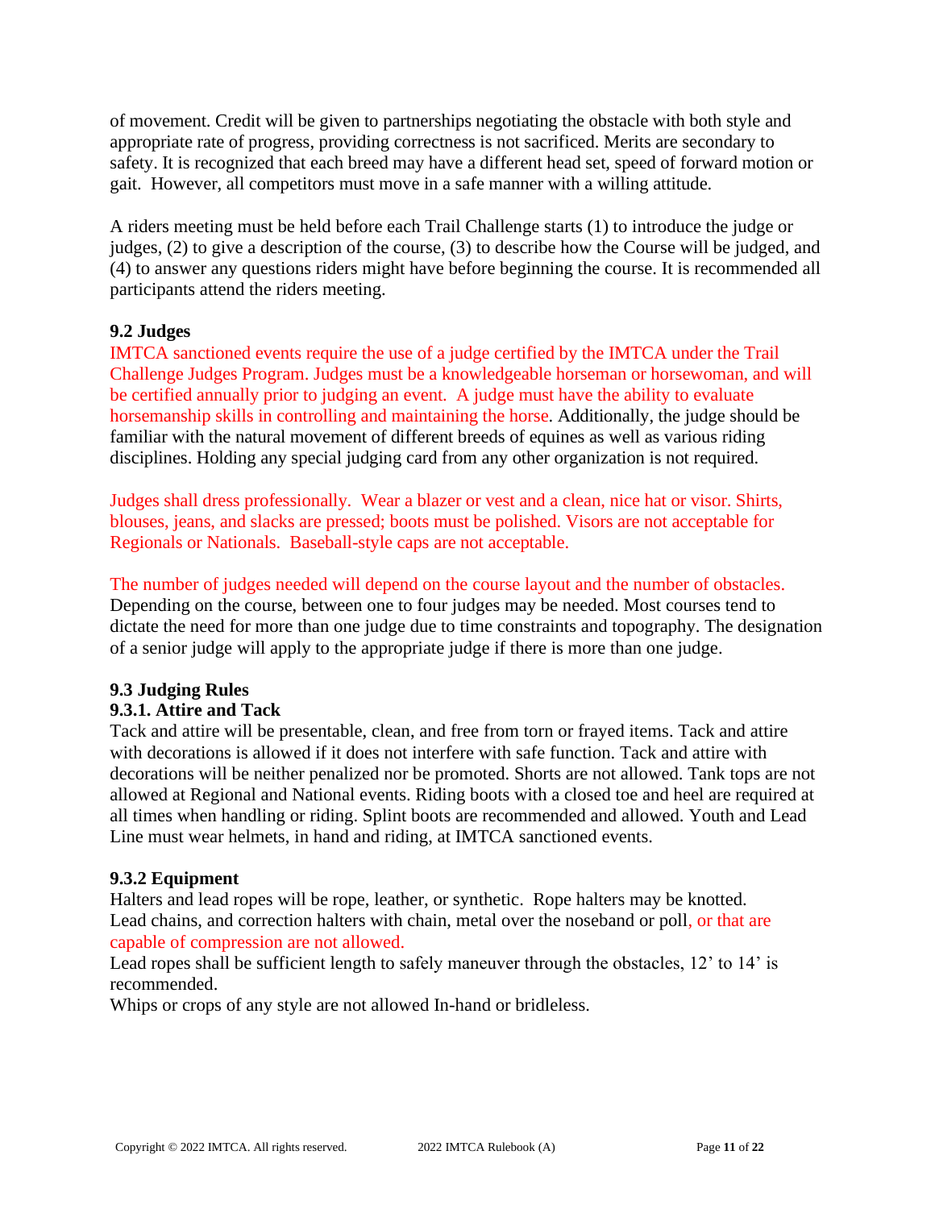of movement. Credit will be given to partnerships negotiating the obstacle with both style and appropriate rate of progress, providing correctness is not sacrificed. Merits are secondary to safety. It is recognized that each breed may have a different head set, speed of forward motion or gait. However, all competitors must move in a safe manner with a willing attitude.

A riders meeting must be held before each Trail Challenge starts (1) to introduce the judge or judges, (2) to give a description of the course, (3) to describe how the Course will be judged, and (4) to answer any questions riders might have before beginning the course. It is recommended all participants attend the riders meeting.

### 9.2 Judges

IMTCA sanctioned events require the use of a judge certified by the IMTCA under the Trail Challenge Judges Program. Judges must be a knowledgeable horseman or horsewoman, and will be certified annually prior to judging an event. A judge must have the ability to evaluate horsemanship skills in controlling and maintaining the horse. Additionally, the judge should be familiar with the natural movement of different breeds of equines as well as various riding disciplines. Holding any special judging card from any other organization is not required.

Judges shall dress professionally. Wear a blazer or vest and a clean, nice hat or visor. Shirts, blouses, jeans, and slacks are pressed; boots must be polished. Visors are not acceptable for Regionals or Nationals. Baseball-style caps are not acceptable.

The number of judges needed will depend on the course layout and the number of obstacles. Depending on the course, between one to four judges may be needed. Most courses tend to dictate the need for more than one judge due to time constraints and topography. The designation of a senior judge will apply to the appropriate judge if there is more than one judge.

### 9.3 Judging Rules

#### 9.3.1. Attire and Tack

Tack and attire will be presentable, clean, and free from torn or frayed items. Tack and attire with decorations is allowed if it does not interfere with safe function. Tack and attire with decorations will be neither penalized nor be promoted. Shorts are not allowed. Tank tops are not allowed at Regional and National events. Riding boots with a closed toe and heel are required at all times when handling or riding. Splint boots are recommended and allowed. Youth and Lead Line must wear helmets, in hand and riding, at IMTCA sanctioned events.

#### 9.3.2 Equipment

Halters and lead ropes will be rope, leather, or synthetic. Rope halters may be knotted.
Lead chains, and correction halters with chain, metal over the noseband or poll, or that are capable of compression are not allowed.
Lead ropes shall be sufficient length to safely maneuver through the obstacles, 12' to 14' is recommended.
Whips or crops of any style are not allowed In-hand or bridleless.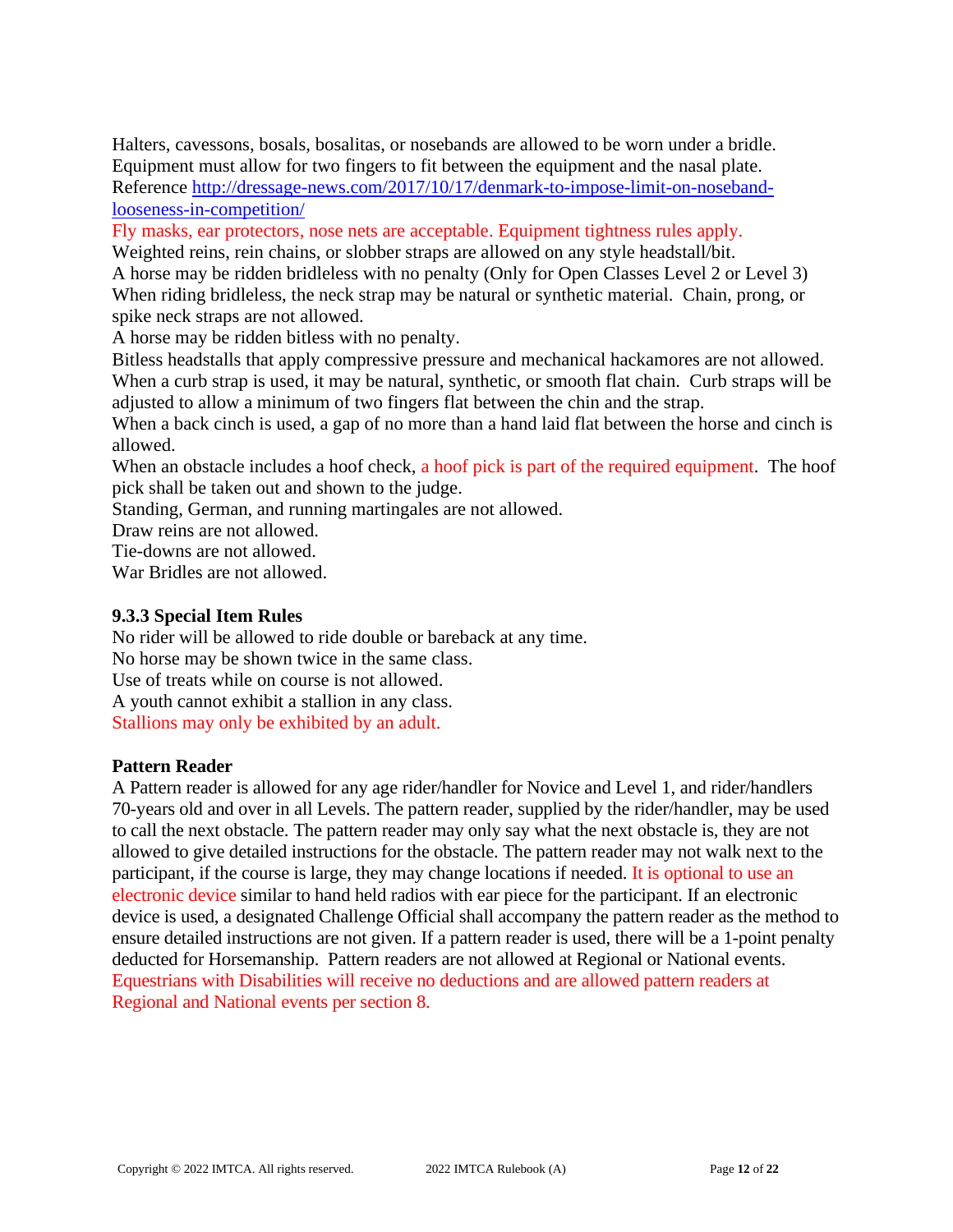Halters, cavessons, bosals, bosalitas, or nosebands are allowed to be worn under a bridle. Equipment must allow for two fingers to fit between the equipment and the nasal plate. Reference http://dressage-news.com/2017/10/17/denmark-to-impose-limit-on-noseband-looseness-in-competition/

Fly masks, ear protectors, nose nets are acceptable. Equipment tightness rules apply.

Weighted reins, rein chains, or slobber straps are allowed on any style headstall/bit.

A horse may be ridden bridleless with no penalty (Only for Open Classes Level 2 or Level 3)

When riding bridleless, the neck strap may be natural or synthetic material. Chain, prong, or spike neck straps are not allowed.

A horse may be ridden bitless with no penalty.

Bitless headstalls that apply compressive pressure and mechanical hackamores are not allowed.

When a curb strap is used, it may be natural, synthetic, or smooth flat chain. Curb straps will be adjusted to allow a minimum of two fingers flat between the chin and the strap.

When a back cinch is used, a gap of no more than a hand laid flat between the horse and cinch is allowed.

When an obstacle includes a hoof check, a hoof pick is part of the required equipment. The hoof pick shall be taken out and shown to the judge.

Standing, German, and running martingales are not allowed.

Draw reins are not allowed.

Tie-downs are not allowed.

War Bridles are not allowed.

### 9.3.3 Special Item Rules

No rider will be allowed to ride double or bareback at any time.

No horse may be shown twice in the same class.

Use of treats while on course is not allowed.

A youth cannot exhibit a stallion in any class.

Stallions may only be exhibited by an adult.

### Pattern Reader

A Pattern reader is allowed for any age rider/handler for Novice and Level 1, and rider/handlers 70-years old and over in all Levels. The pattern reader, supplied by the rider/handler, may be used to call the next obstacle. The pattern reader may only say what the next obstacle is, they are not allowed to give detailed instructions for the obstacle. The pattern reader may not walk next to the participant, if the course is large, they may change locations if needed. It is optional to use an electronic device similar to hand held radios with ear piece for the participant. If an electronic device is used, a designated Challenge Official shall accompany the pattern reader as the method to ensure detailed instructions are not given. If a pattern reader is used, there will be a 1-point penalty deducted for Horsemanship. Pattern readers are not allowed at Regional or National events. Equestrians with Disabilities will receive no deductions and are allowed pattern readers at Regional and National events per section 8.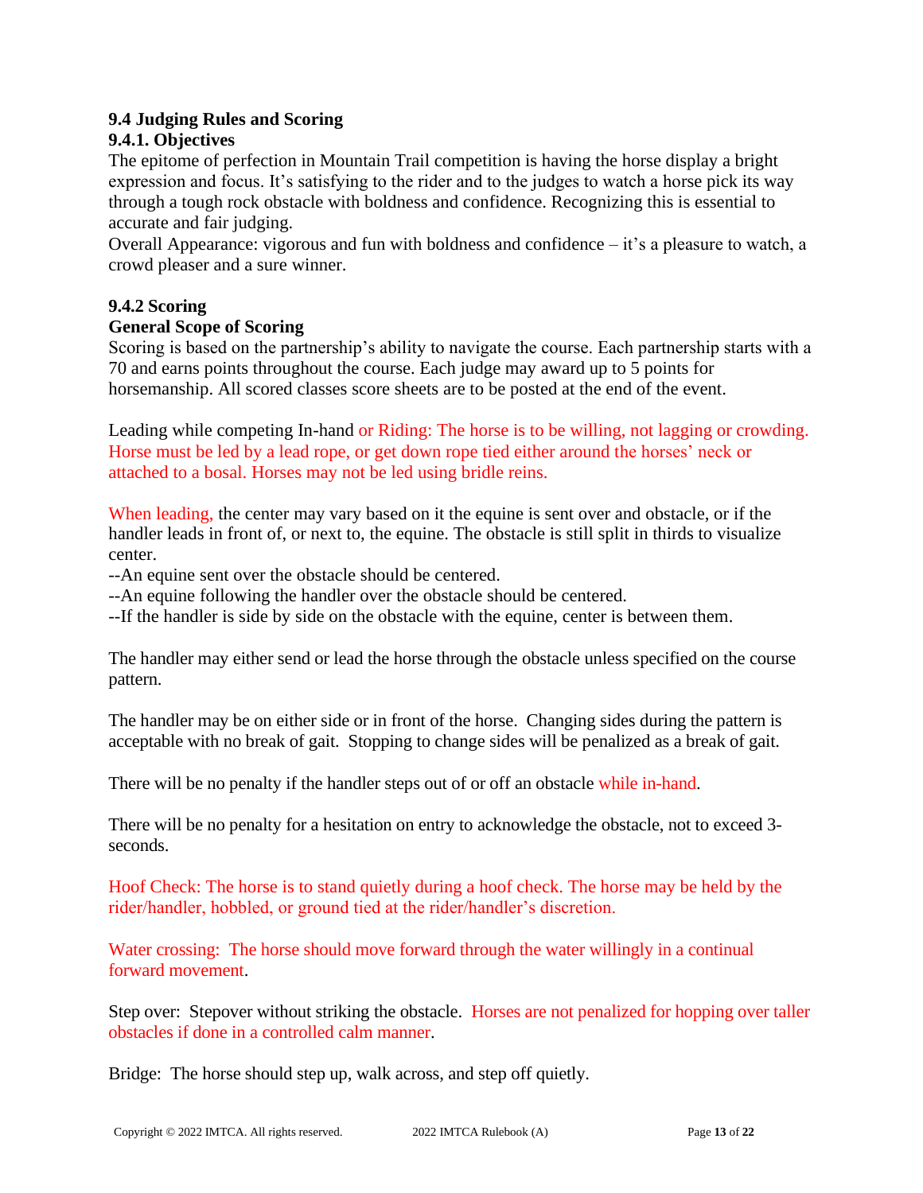### 9.4 Judging Rules and Scoring

#### 9.4.1. Objectives

The epitome of perfection in Mountain Trail competition is having the horse display a bright expression and focus. It's satisfying to the rider and to the judges to watch a horse pick its way through a tough rock obstacle with boldness and confidence. Recognizing this is essential to accurate and fair judging.

Overall Appearance: vigorous and fun with boldness and confidence – it's a pleasure to watch, a crowd pleaser and a sure winner.

#### 9.4.2 Scoring

**General Scope of Scoring**

Scoring is based on the partnership's ability to navigate the course. Each partnership starts with a 70 and earns points throughout the course. Each judge may award up to 5 points for horsemanship. All scored classes score sheets are to be posted at the end of the event.

Leading while competing In-hand or Riding: The horse is to be willing, not lagging or crowding. Horse must be led by a lead rope, or get down rope tied either around the horses' neck or attached to a bosal. Horses may not be led using bridle reins.

When leading, the center may vary based on it the equine is sent over and obstacle, or if the handler leads in front of, or next to, the equine. The obstacle is still split in thirds to visualize center.

--An equine sent over the obstacle should be centered.
--An equine following the handler over the obstacle should be centered.
--If the handler is side by side on the obstacle with the equine, center is between them.

The handler may either send or lead the horse through the obstacle unless specified on the course pattern.

The handler may be on either side or in front of the horse. Changing sides during the pattern is acceptable with no break of gait. Stopping to change sides will be penalized as a break of gait.

There will be no penalty if the handler steps out of or off an obstacle while in-hand.

There will be no penalty for a hesitation on entry to acknowledge the obstacle, not to exceed 3-seconds.

Hoof Check: The horse is to stand quietly during a hoof check. The horse may be held by the rider/handler, hobbled, or ground tied at the rider/handler's discretion.

Water crossing: The horse should move forward through the water willingly in a continual forward movement.

Step over: Stepover without striking the obstacle. Horses are not penalized for hopping over taller obstacles if done in a controlled calm manner.

Bridge: The horse should step up, walk across, and step off quietly.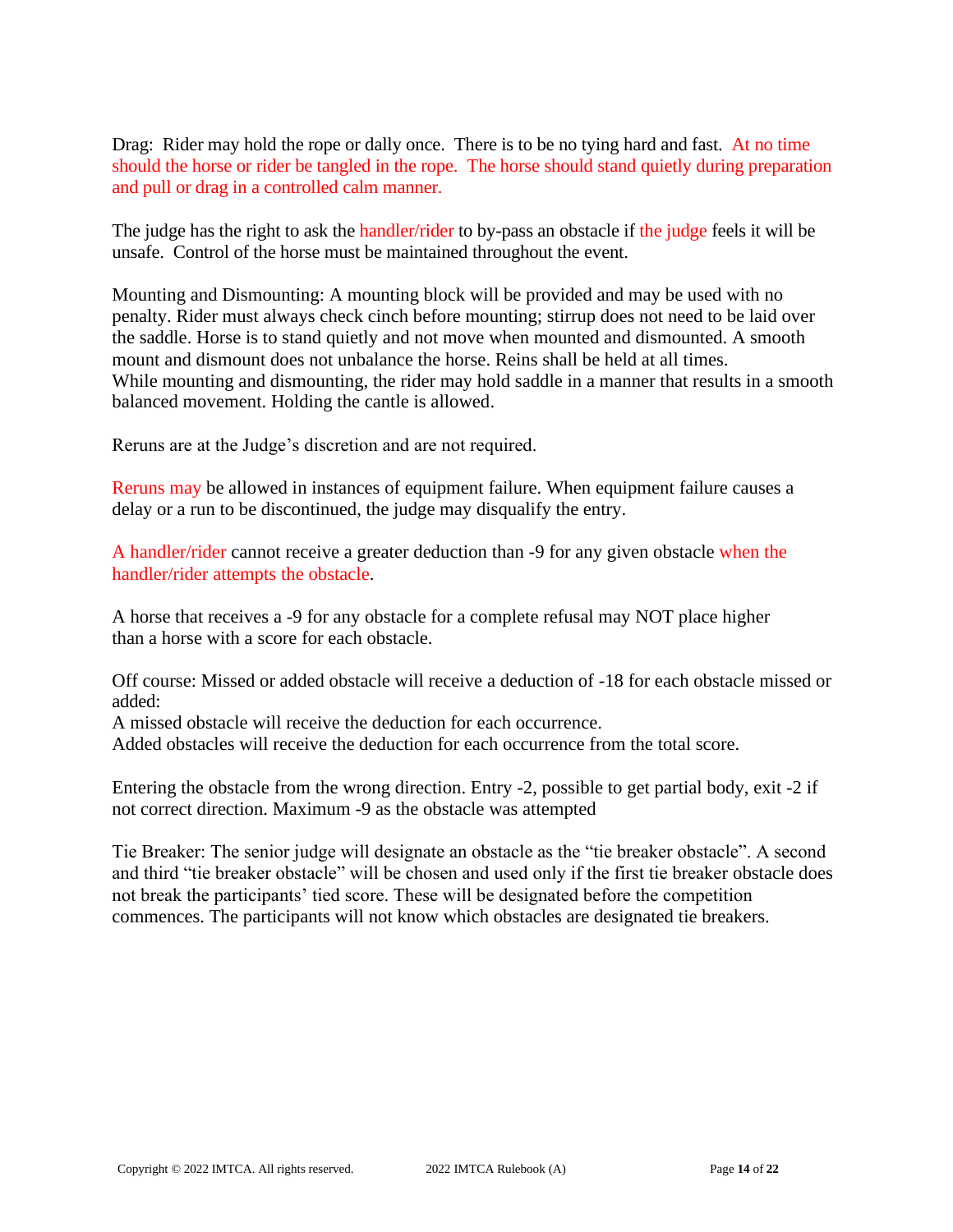Drag: Rider may hold the rope or dally once. There is to be no tying hard and fast. At no time should the horse or rider be tangled in the rope. The horse should stand quietly during preparation and pull or drag in a controlled calm manner.

The judge has the right to ask the handler/rider to by-pass an obstacle if the judge feels it will be unsafe. Control of the horse must be maintained throughout the event.

Mounting and Dismounting: A mounting block will be provided and may be used with no penalty. Rider must always check cinch before mounting; stirrup does not need to be laid over the saddle. Horse is to stand quietly and not move when mounted and dismounted. A smooth mount and dismount does not unbalance the horse. Reins shall be held at all times.
While mounting and dismounting, the rider may hold saddle in a manner that results in a smooth balanced movement. Holding the cantle is allowed.

Reruns are at the Judge's discretion and are not required.

Reruns may be allowed in instances of equipment failure. When equipment failure causes a delay or a run to be discontinued, the judge may disqualify the entry.

A handler/rider cannot receive a greater deduction than -9 for any given obstacle when the handler/rider attempts the obstacle.

A horse that receives a -9 for any obstacle for a complete refusal may NOT place higher than a horse with a score for each obstacle.

Off course: Missed or added obstacle will receive a deduction of -18 for each obstacle missed or added:
A missed obstacle will receive the deduction for each occurrence.
Added obstacles will receive the deduction for each occurrence from the total score.

Entering the obstacle from the wrong direction. Entry -2, possible to get partial body, exit -2 if not correct direction. Maximum -9 as the obstacle was attempted

Tie Breaker: The senior judge will designate an obstacle as the "tie breaker obstacle". A second and third "tie breaker obstacle" will be chosen and used only if the first tie breaker obstacle does not break the participants' tied score. These will be designated before the competition commences. The participants will not know which obstacles are designated tie breakers.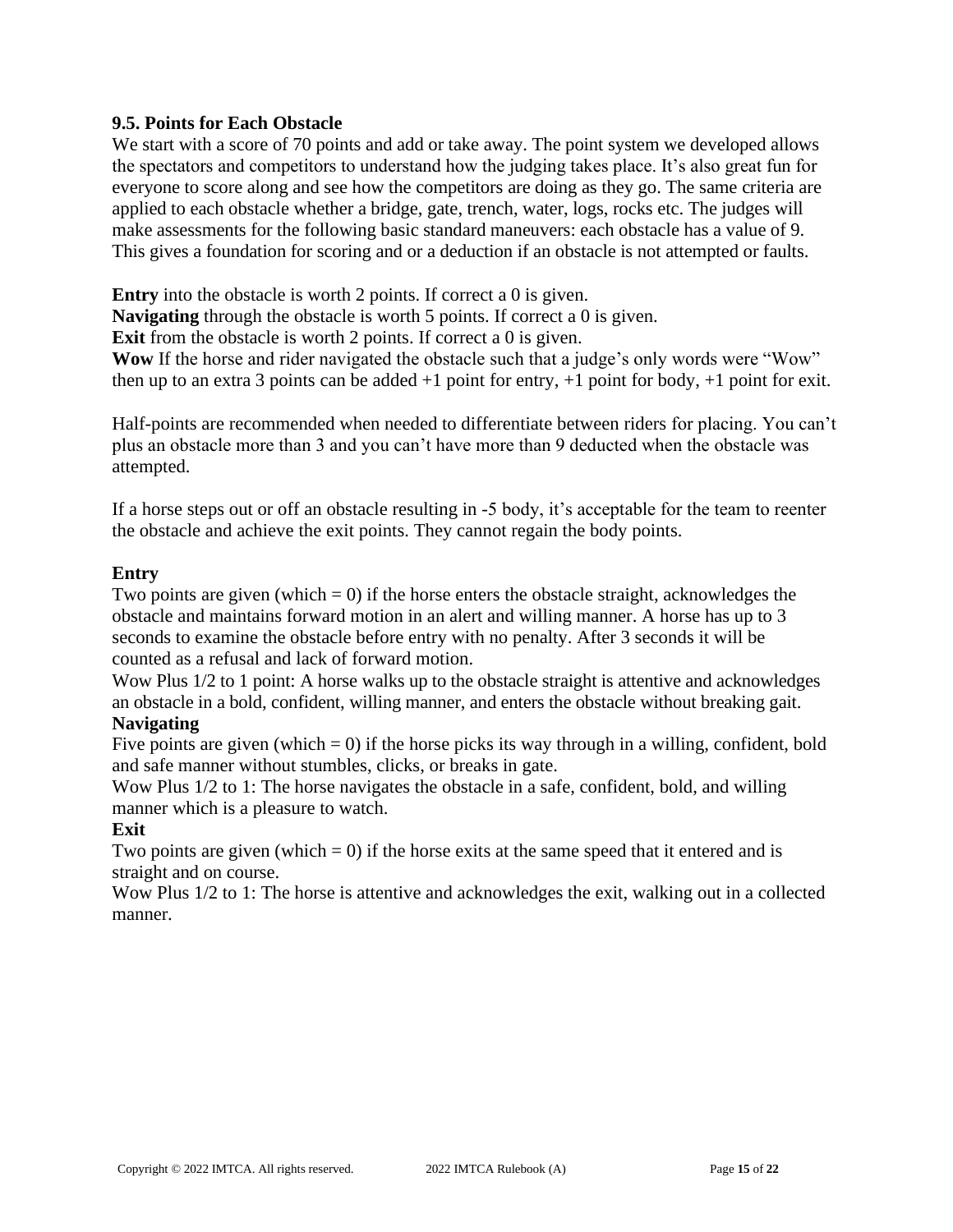### 9.5. Points for Each Obstacle

We start with a score of 70 points and add or take away. The point system we developed allows the spectators and competitors to understand how the judging takes place. It's also great fun for everyone to score along and see how the competitors are doing as they go. The same criteria are applied to each obstacle whether a bridge, gate, trench, water, logs, rocks etc. The judges will make assessments for the following basic standard maneuvers: each obstacle has a value of 9. This gives a foundation for scoring and or a deduction if an obstacle is not attempted or faults.

**Entry** into the obstacle is worth 2 points. If correct a 0 is given.
**Navigating** through the obstacle is worth 5 points. If correct a 0 is given.
**Exit** from the obstacle is worth 2 points. If correct a 0 is given.
**Wow** If the horse and rider navigated the obstacle such that a judge's only words were "Wow" then up to an extra 3 points can be added +1 point for entry, +1 point for body, +1 point for exit.

Half-points are recommended when needed to differentiate between riders for placing. You can't plus an obstacle more than 3 and you can't have more than 9 deducted when the obstacle was attempted.

If a horse steps out or off an obstacle resulting in -5 body, it's acceptable for the team to reenter the obstacle and achieve the exit points. They cannot regain the body points.

**Entry**
Two points are given (which = 0) if the horse enters the obstacle straight, acknowledges the obstacle and maintains forward motion in an alert and willing manner. A horse has up to 3 seconds to examine the obstacle before entry with no penalty. After 3 seconds it will be counted as a refusal and lack of forward motion.
Wow Plus 1/2 to 1 point: A horse walks up to the obstacle straight is attentive and acknowledges an obstacle in a bold, confident, willing manner, and enters the obstacle without breaking gait.

**Navigating**
Five points are given (which = 0) if the horse picks its way through in a willing, confident, bold and safe manner without stumbles, clicks, or breaks in gate.
Wow Plus 1/2 to 1: The horse navigates the obstacle in a safe, confident, bold, and willing manner which is a pleasure to watch.

**Exit**
Two points are given (which = 0) if the horse exits at the same speed that it entered and is straight and on course.
Wow Plus 1/2 to 1: The horse is attentive and acknowledges the exit, walking out in a collected manner.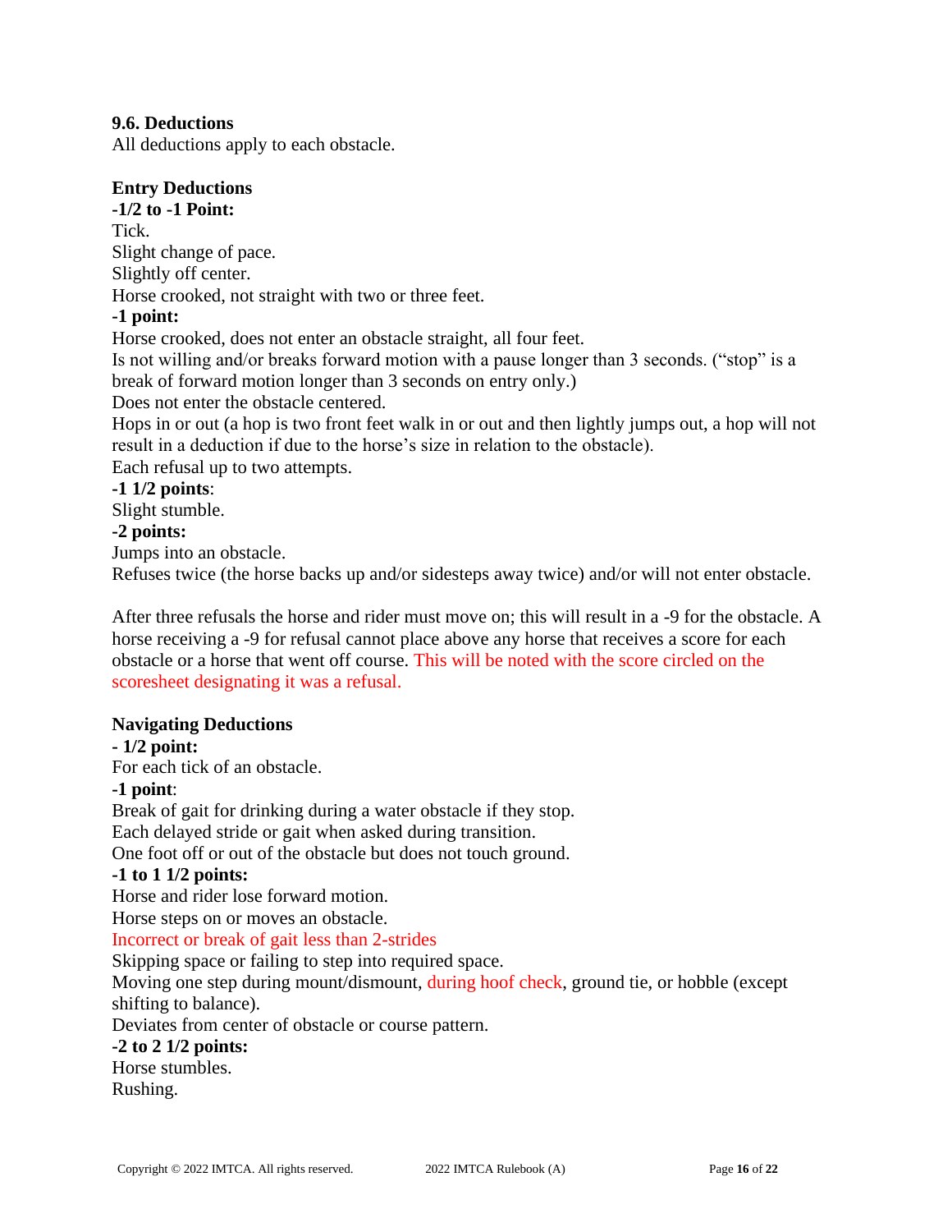### 9.6. Deductions

All deductions apply to each obstacle.

**Entry Deductions**

**-1/2 to -1 Point:**

Tick.

Slight change of pace.

Slightly off center.

Horse crooked, not straight with two or three feet.

**-1 point:**

Horse crooked, does not enter an obstacle straight, all four feet.

Is not willing and/or breaks forward motion with a pause longer than 3 seconds. ("stop" is a break of forward motion longer than 3 seconds on entry only.)

Does not enter the obstacle centered.

Hops in or out (a hop is two front feet walk in or out and then lightly jumps out, a hop will not result in a deduction if due to the horse's size in relation to the obstacle).

Each refusal up to two attempts.

**-1 1/2 points**:

Slight stumble.

**-2 points:**

Jumps into an obstacle.

Refuses twice (the horse backs up and/or sidesteps away twice) and/or will not enter obstacle.

After three refusals the horse and rider must move on; this will result in a -9 for the obstacle. A horse receiving a -9 for refusal cannot place above any horse that receives a score for each obstacle or a horse that went off course. This will be noted with the score circled on the scoresheet designating it was a refusal.

**Navigating Deductions**

**- 1/2 point:**

For each tick of an obstacle.

**-1 point**:

Break of gait for drinking during a water obstacle if they stop.

Each delayed stride or gait when asked during transition.

One foot off or out of the obstacle but does not touch ground.

**-1 to 1 1/2 points:**

Horse and rider lose forward motion.

Horse steps on or moves an obstacle.

Incorrect or break of gait less than 2-strides

Skipping space or failing to step into required space.

Moving one step during mount/dismount, during hoof check, ground tie, or hobble (except shifting to balance).

Deviates from center of obstacle or course pattern.

**-2 to 2 1/2 points:**

Horse stumbles.

Rushing.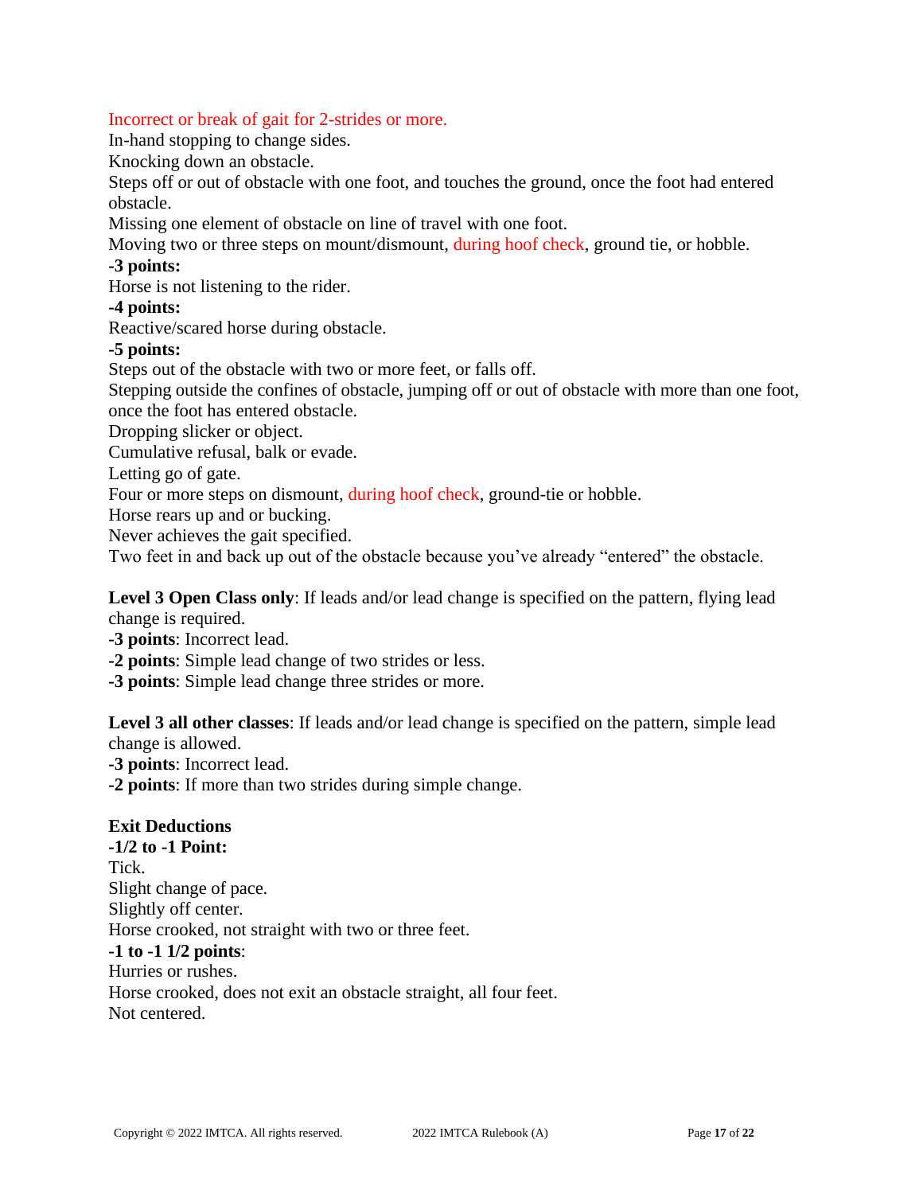Incorrect or break of gait for 2-strides or more.
In-hand stopping to change sides.
Knocking down an obstacle.
Steps off or out of obstacle with one foot, and touches the ground, once the foot had entered obstacle.
Missing one element of obstacle on line of travel with one foot.
Moving two or three steps on mount/dismount, during hoof check, ground tie, or hobble.

**-3 points:**
Horse is not listening to the rider.

**-4 points:**
Reactive/scared horse during obstacle.

**-5 points:**
Steps out of the obstacle with two or more feet, or falls off.
Stepping outside the confines of obstacle, jumping off or out of obstacle with more than one foot, once the foot has entered obstacle.
Dropping slicker or object.
Cumulative refusal, balk or evade.
Letting go of gate.
Four or more steps on dismount, during hoof check, ground-tie or hobble.
Horse rears up and or bucking.
Never achieves the gait specified.
Two feet in and back up out of the obstacle because you've already "entered" the obstacle.

**Level 3 Open Class only**: If leads and/or lead change is specified on the pattern, flying lead change is required.
**-3 points**: Incorrect lead.
**-2 points**: Simple lead change of two strides or less.
**-3 points**: Simple lead change three strides or more.

**Level 3 all other classes**: If leads and/or lead change is specified on the pattern, simple lead change is allowed.
**-3 points**: Incorrect lead.
**-2 points**: If more than two strides during simple change.

**Exit Deductions**

**-1/2 to -1 Point:**
Tick.
Slight change of pace.
Slightly off center.
Horse crooked, not straight with two or three feet.

**-1 to -1 1/2 points**:
Hurries or rushes.
Horse crooked, does not exit an obstacle straight, all four feet.
Not centered.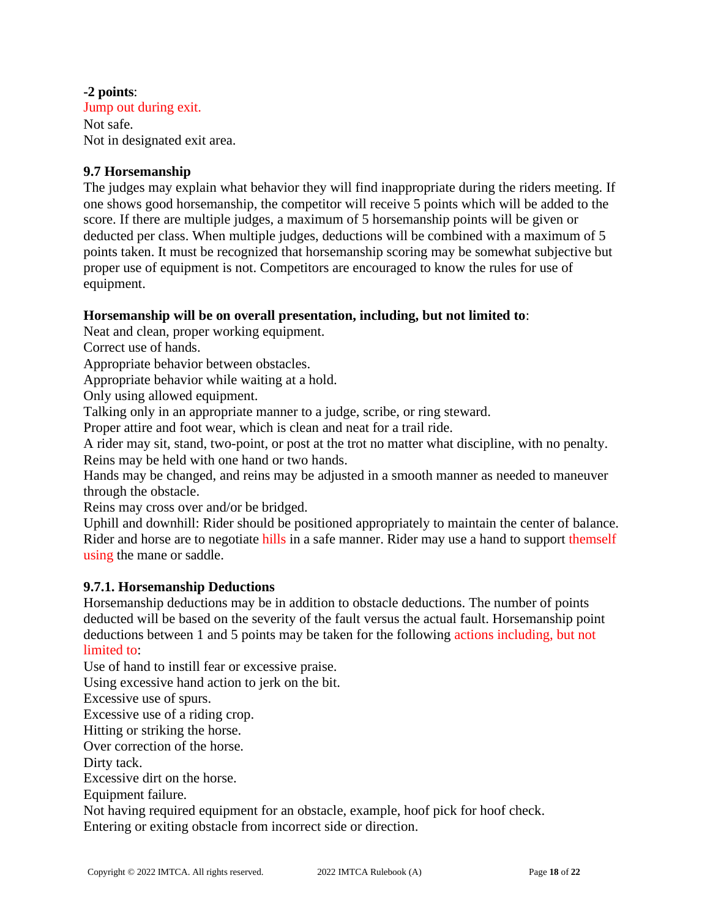**-2 points**:
Jump out during exit.
Not safe.
Not in designated exit area.

### 9.7 Horsemanship

The judges may explain what behavior they will find inappropriate during the riders meeting. If one shows good horsemanship, the competitor will receive 5 points which will be added to the score. If there are multiple judges, a maximum of 5 horsemanship points will be given or deducted per class. When multiple judges, deductions will be combined with a maximum of 5 points taken. It must be recognized that horsemanship scoring may be somewhat subjective but proper use of equipment is not. Competitors are encouraged to know the rules for use of equipment.

**Horsemanship will be on overall presentation, including, but not limited to**:
Neat and clean, proper working equipment.
Correct use of hands.
Appropriate behavior between obstacles.
Appropriate behavior while waiting at a hold.
Only using allowed equipment.
Talking only in an appropriate manner to a judge, scribe, or ring steward.
Proper attire and foot wear, which is clean and neat for a trail ride.
A rider may sit, stand, two-point, or post at the trot no matter what discipline, with no penalty.
Reins may be held with one hand or two hands.
Hands may be changed, and reins may be adjusted in a smooth manner as needed to maneuver through the obstacle.
Reins may cross over and/or be bridged.
Uphill and downhill: Rider should be positioned appropriately to maintain the center of balance. Rider and horse are to negotiate hills in a safe manner. Rider may use a hand to support themself using the mane or saddle.

### 9.7.1. Horsemanship Deductions

Horsemanship deductions may be in addition to obstacle deductions. The number of points deducted will be based on the severity of the fault versus the actual fault. Horsemanship point deductions between 1 and 5 points may be taken for the following actions including, but not limited to:
Use of hand to instill fear or excessive praise.
Using excessive hand action to jerk on the bit.
Excessive use of spurs.
Excessive use of a riding crop.
Hitting or striking the horse.
Over correction of the horse.
Dirty tack.
Excessive dirt on the horse.
Equipment failure.
Not having required equipment for an obstacle, example, hoof pick for hoof check.
Entering or exiting obstacle from incorrect side or direction.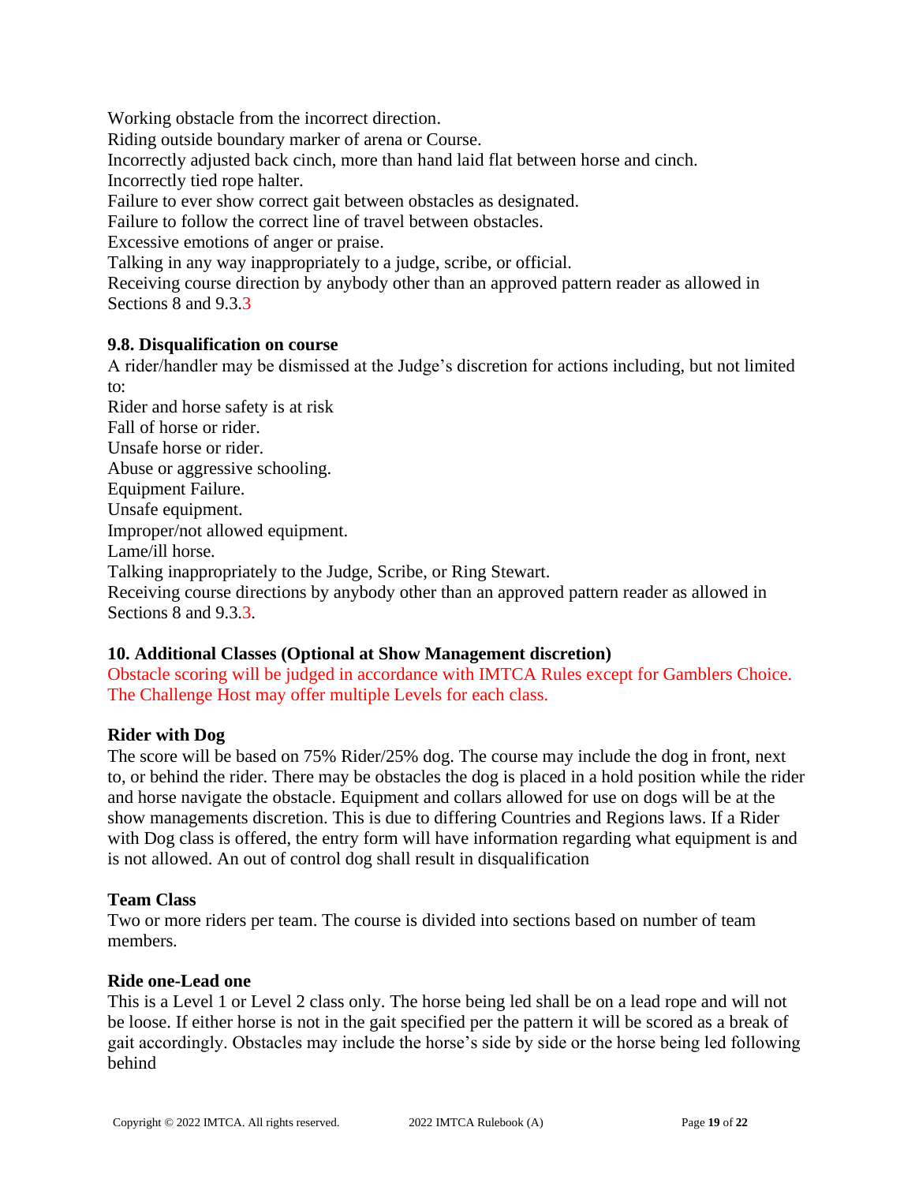Working obstacle from the incorrect direction.
Riding outside boundary marker of arena or Course.
Incorrectly adjusted back cinch, more than hand laid flat between horse and cinch.
Incorrectly tied rope halter.
Failure to ever show correct gait between obstacles as designated.
Failure to follow the correct line of travel between obstacles.
Excessive emotions of anger or praise.
Talking in any way inappropriately to a judge, scribe, or official.
Receiving course direction by anybody other than an approved pattern reader as allowed in Sections 8 and 9.3.3

### 9.8. Disqualification on course

A rider/handler may be dismissed at the Judge's discretion for actions including, but not limited to:
Rider and horse safety is at risk
Fall of horse or rider.
Unsafe horse or rider.
Abuse or aggressive schooling.
Equipment Failure.
Unsafe equipment.
Improper/not allowed equipment.
Lame/ill horse.
Talking inappropriately to the Judge, Scribe, or Ring Stewart.
Receiving course directions by anybody other than an approved pattern reader as allowed in Sections 8 and 9.3.3.

## 10. Additional Classes (Optional at Show Management discretion)

Obstacle scoring will be judged in accordance with IMTCA Rules except for Gamblers Choice. The Challenge Host may offer multiple Levels for each class.

### Rider with Dog

The score will be based on 75% Rider/25% dog. The course may include the dog in front, next to, or behind the rider. There may be obstacles the dog is placed in a hold position while the rider and horse navigate the obstacle. Equipment and collars allowed for use on dogs will be at the show managements discretion. This is due to differing Countries and Regions laws. If a Rider with Dog class is offered, the entry form will have information regarding what equipment is and is not allowed. An out of control dog shall result in disqualification

### Team Class

Two or more riders per team. The course is divided into sections based on number of team members.

### Ride one-Lead one

This is a Level 1 or Level 2 class only. The horse being led shall be on a lead rope and will not be loose. If either horse is not in the gait specified per the pattern it will be scored as a break of gait accordingly. Obstacles may include the horse's side by side or the horse being led following behind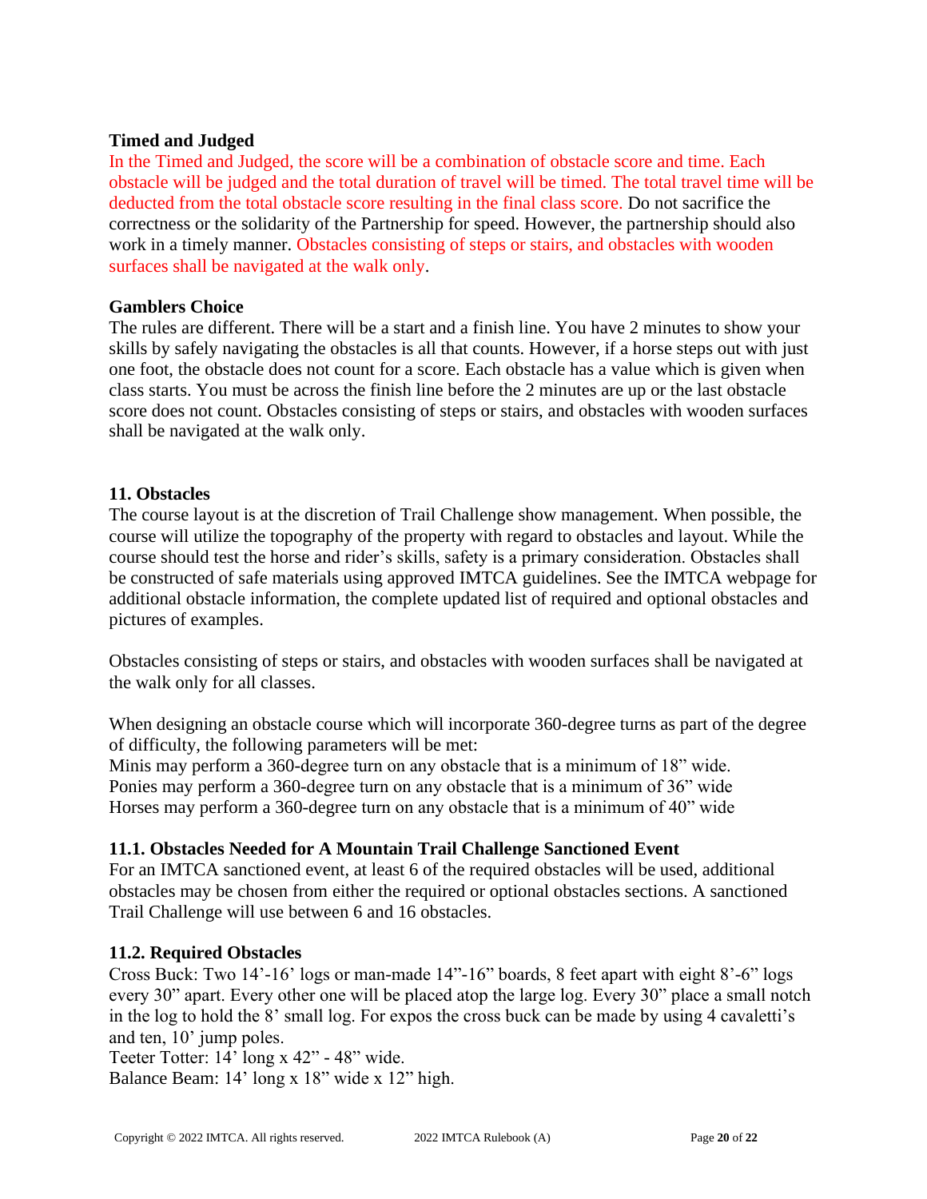**Timed and Judged**

In the Timed and Judged, the score will be a combination of obstacle score and time. Each obstacle will be judged and the total duration of travel will be timed. The total travel time will be deducted from the total obstacle score resulting in the final class score. Do not sacrifice the correctness or the solidarity of the Partnership for speed. However, the partnership should also work in a timely manner. Obstacles consisting of steps or stairs, and obstacles with wooden surfaces shall be navigated at the walk only.

**Gamblers Choice**

The rules are different. There will be a start and a finish line. You have 2 minutes to show your skills by safely navigating the obstacles is all that counts. However, if a horse steps out with just one foot, the obstacle does not count for a score. Each obstacle has a value which is given when class starts. You must be across the finish line before the 2 minutes are up or the last obstacle score does not count. Obstacles consisting of steps or stairs, and obstacles with wooden surfaces shall be navigated at the walk only.

## 11. Obstacles

The course layout is at the discretion of Trail Challenge show management. When possible, the course will utilize the topography of the property with regard to obstacles and layout. While the course should test the horse and rider's skills, safety is a primary consideration. Obstacles shall be constructed of safe materials using approved IMTCA guidelines. See the IMTCA webpage for additional obstacle information, the complete updated list of required and optional obstacles and pictures of examples.

Obstacles consisting of steps or stairs, and obstacles with wooden surfaces shall be navigated at the walk only for all classes.

When designing an obstacle course which will incorporate 360-degree turns as part of the degree of difficulty, the following parameters will be met:
Minis may perform a 360-degree turn on any obstacle that is a minimum of 18" wide.
Ponies may perform a 360-degree turn on any obstacle that is a minimum of 36" wide
Horses may perform a 360-degree turn on any obstacle that is a minimum of 40" wide

### 11.1. Obstacles Needed for A Mountain Trail Challenge Sanctioned Event

For an IMTCA sanctioned event, at least 6 of the required obstacles will be used, additional obstacles may be chosen from either the required or optional obstacles sections. A sanctioned Trail Challenge will use between 6 and 16 obstacles.

### 11.2. Required Obstacles

Cross Buck: Two 14'-16' logs or man-made 14"-16" boards, 8 feet apart with eight 8'-6" logs every 30" apart. Every other one will be placed atop the large log. Every 30" place a small notch in the log to hold the 8' small log. For expos the cross buck can be made by using 4 cavaletti's and ten, 10' jump poles.
Teeter Totter: 14' long x 42" - 48" wide.
Balance Beam: 14' long x 18" wide x 12" high.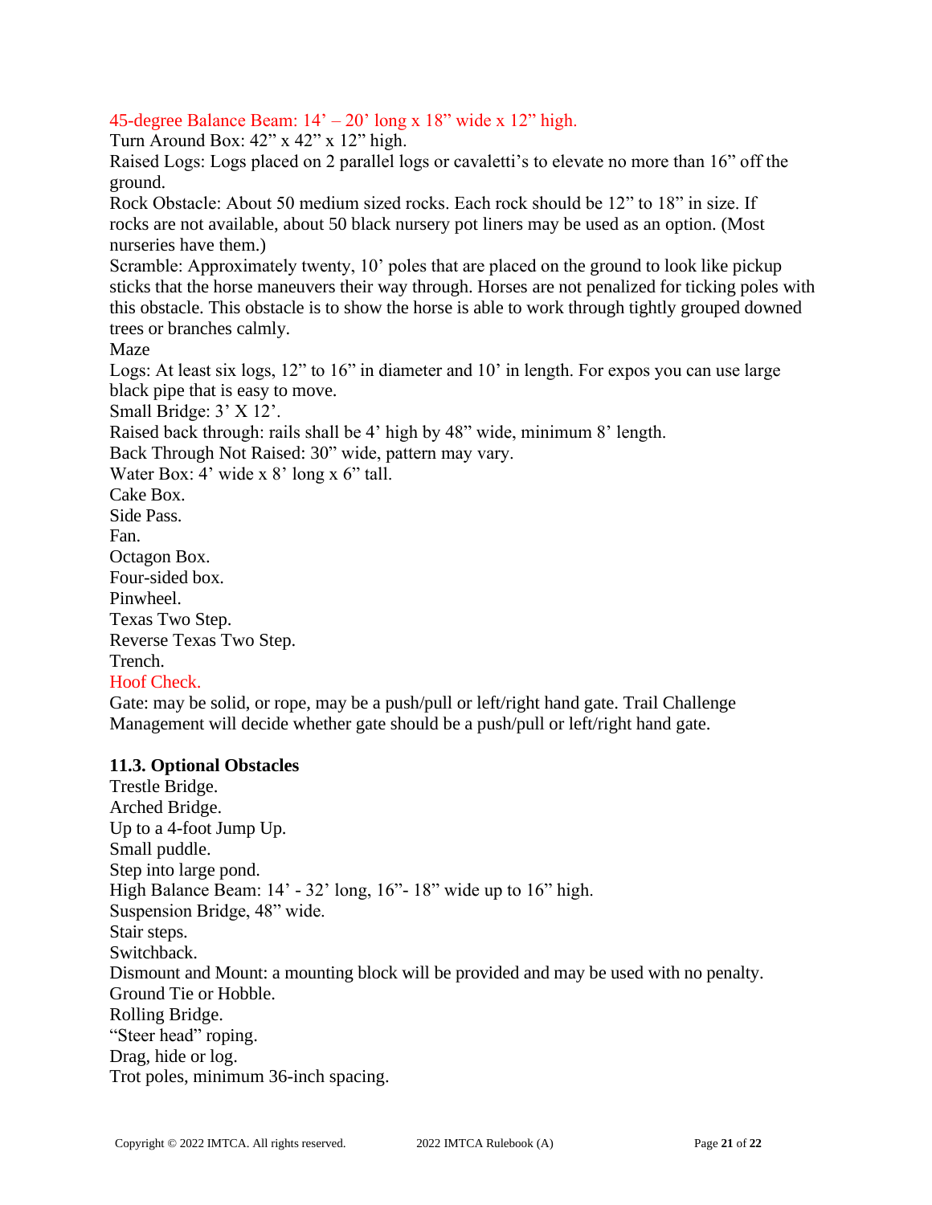45-degree Balance Beam: 14' – 20' long x 18" wide x 12" high.
Turn Around Box: 42" x 42" x 12" high.
Raised Logs: Logs placed on 2 parallel logs or cavaletti's to elevate no more than 16" off the ground.
Rock Obstacle: About 50 medium sized rocks. Each rock should be 12" to 18" in size. If rocks are not available, about 50 black nursery pot liners may be used as an option. (Most nurseries have them.)
Scramble: Approximately twenty, 10' poles that are placed on the ground to look like pickup sticks that the horse maneuvers their way through. Horses are not penalized for ticking poles with this obstacle. This obstacle is to show the horse is able to work through tightly grouped downed trees or branches calmly.
Maze
Logs: At least six logs, 12" to 16" in diameter and 10' in length. For expos you can use large black pipe that is easy to move.
Small Bridge: 3' X 12'.
Raised back through: rails shall be 4' high by 48" wide, minimum 8' length.
Back Through Not Raised: 30" wide, pattern may vary.
Water Box: 4' wide x 8' long x 6" tall.
Cake Box.
Side Pass.
Fan.
Octagon Box.
Four-sided box.
Pinwheel.
Texas Two Step.
Reverse Texas Two Step.
Trench.
Hoof Check.
Gate: may be solid, or rope, may be a push/pull or left/right hand gate. Trail Challenge Management will decide whether gate should be a push/pull or left/right hand gate.

### 11.3. Optional Obstacles

Trestle Bridge.
Arched Bridge.
Up to a 4-foot Jump Up.
Small puddle.
Step into large pond.
High Balance Beam: 14' - 32' long, 16"- 18" wide up to 16" high.
Suspension Bridge, 48" wide.
Stair steps.
Switchback.
Dismount and Mount: a mounting block will be provided and may be used with no penalty.
Ground Tie or Hobble.
Rolling Bridge.
"Steer head" roping.
Drag, hide or log.
Trot poles, minimum 36-inch spacing.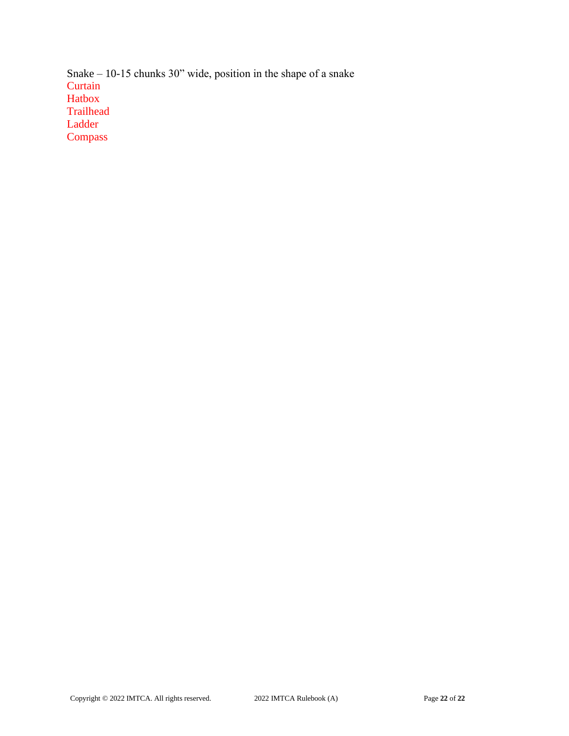Snake – 10-15 chunks 30" wide, position in the shape of a snake
Curtain
Hatbox
Trailhead
Ladder
Compass